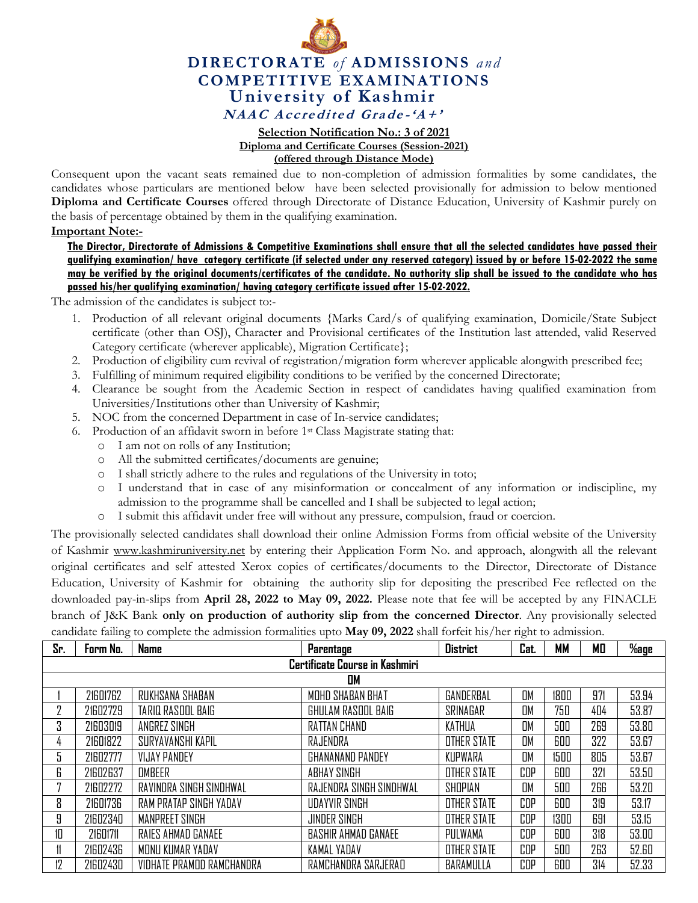# DIRECTORATE *of* ADMISSIONS *and* COMPETITIVE EXAMINATIONS

## University of Kashmir

***NAAC Accredited Grade-'A+'***

**Selection Notification No.: 3 of 2021**

**Diploma and Certificate Courses (Session-2021)**

**(offered through Distance Mode)**

Consequent upon the vacant seats remained due to non-completion of admission formalities by some candidates, the candidates whose particulars are mentioned below have been selected provisionally for admission to below mentioned **Diploma and Certificate Courses** offered through Directorate of Distance Education, University of Kashmir purely on the basis of percentage obtained by them in the qualifying examination.

**Important Note:-**

**The Director, Directorate of Admissions & Competitive Examinations shall ensure that all the selected candidates have passed their qualifying examination/ have category certificate (if selected under any reserved category) issued by or before 15-02-2022 the same may be verified by the original documents/certificates of the candidate. No authority slip shall be issued to the candidate who has passed his/her qualifying examination/ having category certificate issued after 15-02-2022.**

The admission of the candidates is subject to:-

1. Production of all relevant original documents {Marks Card/s of qualifying examination, Domicile/State Subject certificate (other than OSJ), Character and Provisional certificates of the Institution last attended, valid Reserved Category certificate (wherever applicable), Migration Certificate};
2. Production of eligibility cum revival of registration/migration form wherever applicable alongwith prescribed fee;
3. Fulfilling of minimum required eligibility conditions to be verified by the concerned Directorate;
4. Clearance be sought from the Academic Section in respect of candidates having qualified examination from Universities/Institutions other than University of Kashmir;
5. NOC from the concerned Department in case of In-service candidates;
6. Production of an affidavit sworn in before 1st Class Magistrate stating that:
   - I am not on rolls of any Institution;
   - All the submitted certificates/documents are genuine;
   - I shall strictly adhere to the rules and regulations of the University in toto;
   - I understand that in case of any misinformation or concealment of any information or indiscipline, my admission to the programme shall be cancelled and I shall be subjected to legal action;
   - I submit this affidavit under free will without any pressure, compulsion, fraud or coercion.

The provisionally selected candidates shall download their online Admission Forms from official website of the University of Kashmir www.kashmiruniversity.net by entering their Application Form No. and approach, alongwith all the relevant original certificates and self attested Xerox copies of certificates/documents to the Director, Directorate of Distance Education, University of Kashmir for obtaining the authority slip for depositing the prescribed Fee reflected on the downloaded pay-in-slips from **April 28, 2022 to May 09, 2022.** Please note that fee will be accepted by any FINACLE branch of J&K Bank **only on production of authority slip from the concerned Director**. Any provisionally selected candidate failing to complete the admission formalities upto **May 09, 2022** shall forfeit his/her right to admission.

| Sr. | Form No. | Name | Parentage | District | Cat. | MM | MO | %age |
|---|---|---|---|---|---|---|---|---|
| **Certificate Course in Kashmiri** | | | | | | | | |
| **OM** | | | | | | | | |
| 1 | 21601762 | RUKHSANA SHABAN | MOHD SHABAN BHAT | GANDERBAL | OM | 1800 | 971 | 53.94 |
| 2 | 21602729 | TARIQ RASOOL BAIG | GHULAM RASOOL BAIG | SRINAGAR | OM | 750 | 404 | 53.87 |
| 3 | 21603019 | ANGREZ SINGH | RATTAN CHAND | KATHUA | OM | 500 | 269 | 53.80 |
| 4 | 21601822 | SURYAVANSHI KAPIL | RAJENDRA | OTHER STATE | OM | 600 | 322 | 53.67 |
| 5 | 21602777 | VIJAY PANDEY | GHANANAND PANDEY | KUPWARA | OM | 1500 | 805 | 53.67 |
| 6 | 21602637 | OMBEER | ABHAY SINGH | OTHER STATE | COP | 600 | 321 | 53.50 |
| 7 | 21602272 | RAVINDRA SINGH SINDHWAL | RAJENDRA SINGH SINDHWAL | SHOPIAN | OM | 500 | 266 | 53.20 |
| 8 | 21601736 | RAM PRATAP SINGH YADAV | UDAYVIR SINGH | OTHER STATE | COP | 600 | 319 | 53.17 |
| 9 | 21602340 | MANPREET SINGH | JINDER SINGH | OTHER STATE | COP | 1300 | 691 | 53.15 |
| 10 | 21601711 | RAIES AHMAD GANAEE | BASHIR AHMAD GANAEE | PULWAMA | COP | 600 | 318 | 53.00 |
| 11 | 21602436 | MONU KUMAR YADAV | KAMAL YADAV | OTHER STATE | COP | 500 | 263 | 52.60 |
| 12 | 21602430 | VIDHATE PRAMOD RAMCHANDRA | RAMCHANDRA SARJERAO | BARAMULLA | COP | 600 | 314 | 52.33 |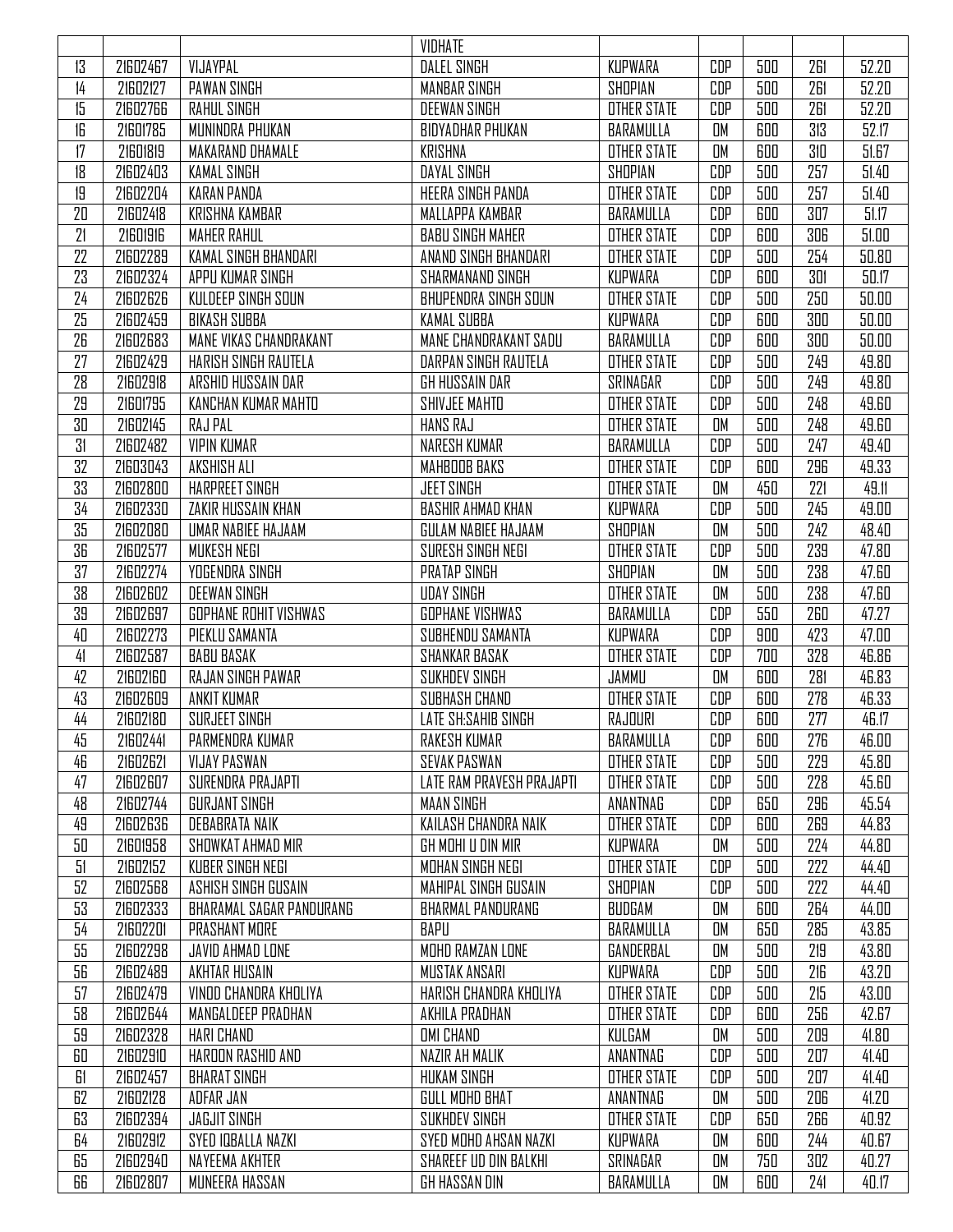| | | | VIDHATE | | | | | |
|---|---|---|---|---|---|---|---|---|
| 13 | 21602467 | VIJAYPAL | DALEL SINGH | KUPWARA | CDP | 500 | 261 | 52.20 |
| 14 | 21602127 | PAWAN SINGH | MANBAR SINGH | SHOPIAN | CDP | 500 | 261 | 52.20 |
| 15 | 21602766 | RAHUL SINGH | DEEWAN SINGH | OTHER STATE | CDP | 500 | 261 | 52.20 |
| 16 | 21601785 | MUNINDRA PHUKAN | BIDYADHAR PHUKAN | BARAMULLA | OM | 600 | 313 | 52.17 |
| 17 | 21601819 | MAKARAND DHAMALE | KRISHNA | OTHER STATE | OM | 600 | 310 | 51.67 |
| 18 | 21602403 | KAMAL SINGH | DAYAL SINGH | SHOPIAN | CDP | 500 | 257 | 51.40 |
| 19 | 21602204 | KARAN PANDA | HEERA SINGH PANDA | OTHER STATE | CDP | 500 | 257 | 51.40 |
| 20 | 21602418 | KRISHNA KAMBAR | MALLAPPA KAMBAR | BARAMULLA | CDP | 600 | 307 | 51.17 |
| 21 | 21601916 | MAHER RAHUL | BABU SINGH MAHER | OTHER STATE | CDP | 600 | 306 | 51.00 |
| 22 | 21602289 | KAMAL SINGH BHANDARI | ANAND SINGH BHANDARI | OTHER STATE | CDP | 500 | 254 | 50.80 |
| 23 | 21602324 | APPU KUMAR SINGH | SHARMANAND SINGH | KUPWARA | CDP | 600 | 301 | 50.17 |
| 24 | 21602626 | KULDEEP SINGH SOUN | BHUPENDRA SINGH SOUN | OTHER STATE | CDP | 500 | 250 | 50.00 |
| 25 | 21602459 | BIKASH SUBBA | KAMAL SUBBA | KUPWARA | CDP | 600 | 300 | 50.00 |
| 26 | 21602683 | MANE VIKAS CHANDRAKANT | MANE CHANDRAKANT SADU | BARAMULLA | CDP | 600 | 300 | 50.00 |
| 27 | 21602429 | HARISH SINGH RAUTELA | DARPAN SINGH RAUTELA | OTHER STATE | CDP | 500 | 249 | 49.80 |
| 28 | 21602918 | ARSHID HUSSAIN DAR | GH HUSSAIN DAR | SRINAGAR | CDP | 500 | 249 | 49.80 |
| 29 | 21601795 | KANCHAN KUMAR MAHTO | SHIVJEE MAHTO | OTHER STATE | CDP | 500 | 248 | 49.60 |
| 30 | 21602145 | RAJ PAL | HANS RAJ | OTHER STATE | OM | 500 | 248 | 49.60 |
| 31 | 21602482 | VIPIN KUMAR | NARESH KUMAR | BARAMULLA | CDP | 500 | 247 | 49.40 |
| 32 | 21603043 | AKSHISH ALI | MAHBOOB BAKS | OTHER STATE | CDP | 600 | 296 | 49.33 |
| 33 | 21602800 | HARPREET SINGH | JEET SINGH | OTHER STATE | OM | 450 | 221 | 49.11 |
| 34 | 21602330 | ZAKIR HUSSAIN KHAN | BASHIR AHMAD KHAN | KUPWARA | CDP | 500 | 245 | 49.00 |
| 35 | 21602080 | UMAR NABIEE HAJAAM | GULAM NABIEE HAJAAM | SHOPIAN | OM | 500 | 242 | 48.40 |
| 36 | 21602577 | MUKESH NEGI | SURESH SINGH NEGI | OTHER STATE | CDP | 500 | 239 | 47.80 |
| 37 | 21602274 | YOGENDRA SINGH | PRATAP SINGH | SHOPIAN | OM | 500 | 238 | 47.60 |
| 38 | 21602602 | DEEWAN SINGH | UDAY SINGH | OTHER STATE | OM | 500 | 238 | 47.60 |
| 39 | 21602697 | GOPHANE ROHIT VISHWAS | GOPHANE VISHWAS | BARAMULLA | CDP | 550 | 260 | 47.27 |
| 40 | 21602273 | PIEKLU SAMANTA | SUBHENDU SAMANTA | KUPWARA | CDP | 900 | 423 | 47.00 |
| 41 | 21602587 | BABU BASAK | SHANKAR BASAK | OTHER STATE | CDP | 700 | 328 | 46.86 |
| 42 | 21602160 | RAJAN SINGH PAWAR | SUKHDEV SINGH | JAMMU | OM | 600 | 281 | 46.83 |
| 43 | 21602609 | ANKIT KUMAR | SUBHASH CHAND | OTHER STATE | CDP | 600 | 278 | 46.33 |
| 44 | 21602180 | SURJEET SINGH | LATE SH:SAHIB SINGH | RAJOURI | CDP | 600 | 277 | 46.17 |
| 45 | 21602441 | PARMENDRA KUMAR | RAKESH KUMAR | BARAMULLA | CDP | 600 | 276 | 46.00 |
| 46 | 21602621 | VIJAY PASWAN | SEVAK PASWAN | OTHER STATE | CDP | 500 | 229 | 45.80 |
| 47 | 21602607 | SURENDRA PRAJAPTI | LATE RAM PRAVESH PRAJAPTI | OTHER STATE | CDP | 500 | 228 | 45.60 |
| 48 | 21602744 | GURJANT SINGH | MAAN SINGH | ANANTNAG | CDP | 650 | 296 | 45.54 |
| 49 | 21602636 | DEBABRATA NAIK | KAILASH CHANDRA NAIK | OTHER STATE | CDP | 600 | 269 | 44.83 |
| 50 | 21601958 | SHOWKAT AHMAD MIR | GH MOHI U DIN MIR | KUPWARA | OM | 500 | 224 | 44.80 |
| 51 | 21602152 | KUBER SINGH NEGI | MOHAN SINGH NEGI | OTHER STATE | CDP | 500 | 222 | 44.40 |
| 52 | 21602568 | ASHISH SINGH GUSAIN | MAHIPAL SINGH GUSAIN | SHOPIAN | CDP | 500 | 222 | 44.40 |
| 53 | 21602333 | BHARAMAL SAGAR PANDURANG | BHARMAL PANDURANG | BUDGAM | OM | 600 | 264 | 44.00 |
| 54 | 21602201 | PRASHANT MORE | BAPU | BARAMULLA | OM | 650 | 285 | 43.85 |
| 55 | 21602298 | JAVID AHMAD LONE | MOHD RAMZAN LONE | GANDERBAL | OM | 500 | 219 | 43.80 |
| 56 | 21602489 | AKHTAR HUSAIN | MUSTAK ANSARI | KUPWARA | CDP | 500 | 216 | 43.20 |
| 57 | 21602479 | VINOD CHANDRA KHOLIYA | HARISH CHANDRA KHOLIYA | OTHER STATE | CDP | 500 | 215 | 43.00 |
| 58 | 21602644 | MANGALDEEP PRADHAN | AKHILA PRADHAN | OTHER STATE | CDP | 600 | 256 | 42.67 |
| 59 | 21602328 | HARI CHAND | OMI CHAND | KULGAM | OM | 500 | 209 | 41.80 |
| 60 | 21602910 | HAROON RASHID AND | NAZIR AH MALIK | ANANTNAG | CDP | 500 | 207 | 41.40 |
| 61 | 21602457 | BHARAT SINGH | HUKAM SINGH | OTHER STATE | CDP | 500 | 207 | 41.40 |
| 62 | 21602128 | ADFAR JAN | GULL MOHD BHAT | ANANTNAG | OM | 500 | 206 | 41.20 |
| 63 | 21602394 | JAGJIT SINGH | SUKHDEV SINGH | OTHER STATE | CDP | 650 | 266 | 40.92 |
| 64 | 21602912 | SYED IQBALLA NAZKI | SYED MOHD AHSAN NAZKI | KUPWARA | OM | 600 | 244 | 40.67 |
| 65 | 21602940 | NAYEEMA AKHTER | SHAREEF UD DIN BALKHI | SRINAGAR | OM | 750 | 302 | 40.27 |
| 66 | 21602807 | MUNEERA HASSAN | GH HASSAN DIN | BARAMULLA | OM | 600 | 241 | 40.17 |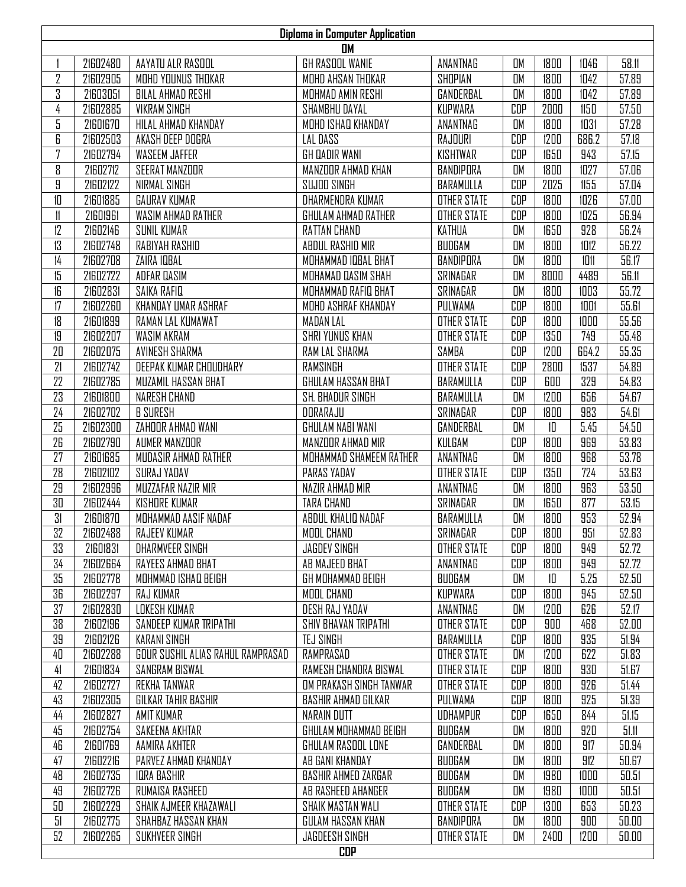**Diploma in Computer Application**

| | | | | | | | | |
|---|---|---|---|---|---|---|---|---|
| **OM** | | | | | | | | |
| 1 | 21602480 | AAYATU ALR RASOOL | GH RASOOL WANIE | ANANTNAG | OM | 1800 | 1046 | 58.11 |
| 2 | 21602905 | MOHD YOUNUS THOKAR | MOHD AHSAN THOKAR | SHOPIAN | OM | 1800 | 1042 | 57.89 |
| 3 | 21603051 | BILAL AHMAD RESHI | MOHMAD AMIN RESHI | GANDERBAL | OM | 1800 | 1042 | 57.89 |
| 4 | 21602885 | VIKRAM SINGH | SHAMBHU DAYAL | KUPWARA | CDP | 2000 | 1150 | 57.50 |
| 5 | 21601670 | HILAL AHMAD KHANDAY | MOHD ISHAQ KHANDAY | ANANTNAG | OM | 1800 | 1031 | 57.28 |
| 6 | 21602503 | AKASH DEEP DOGRA | LAL DASS | RAJOURI | CDP | 1200 | 686.2 | 57.18 |
| 7 | 21602794 | WASEEM JAFFER | GH QADIR WANI | KISHTWAR | CDP | 1650 | 943 | 57.15 |
| 8 | 21602712 | SEERAT MANZOOR | MANZOOR AHMAD KHAN | BANDIPORA | OM | 1800 | 1027 | 57.06 |
| 9 | 21602122 | NIRMAL SINGH | SUJOO SINGH | BARAMULLA | CDP | 2025 | 1155 | 57.04 |
| 10 | 21601885 | GAURAV KUMAR | DHARMENDRA KUMAR | OTHER STATE | CDP | 1800 | 1026 | 57.00 |
| 11 | 21601961 | WASIM AHMAD RATHER | GHULAM AHMAD RATHER | OTHER STATE | CDP | 1800 | 1025 | 56.94 |
| 12 | 21602146 | SUNIL KUMAR | RATTAN CHAND | KATHUA | OM | 1650 | 928 | 56.24 |
| 13 | 21602748 | RABIYAH RASHID | ABDUL RASHID MIR | BUDGAM | OM | 1800 | 1012 | 56.22 |
| 14 | 21602708 | ZAIRA IQBAL | MOHAMMAD IQBAL BHAT | BANDIPORA | OM | 1800 | 1011 | 56.17 |
| 15 | 21602722 | ADFAR QASIM | MOHAMAD QASIM SHAH | SRINAGAR | OM | 8000 | 4489 | 56.11 |
| 16 | 21602831 | SAIKA RAFIQ | MOHAMMAD RAFIQ BHAT | SRINAGAR | OM | 1800 | 1003 | 55.72 |
| 17 | 21602260 | KHANDAY UMAR ASHRAF | MOHD ASHRAF KHANDAY | PULWAMA | CDP | 1800 | 1001 | 55.61 |
| 18 | 21601899 | RAMAN LAL KUMAWAT | MADAN LAL | OTHER STATE | CDP | 1800 | 1000 | 55.56 |
| 19 | 21602207 | WASIM AKRAM | SHRI YUNUS KHAN | OTHER STATE | CDP | 1350 | 749 | 55.48 |
| 20 | 21602075 | AVINESH SHARMA | RAM LAL SHARMA | SAMBA | CDP | 1200 | 664.2 | 55.35 |
| 21 | 21602742 | DEEPAK KUMAR CHOUDHARY | RAMSINGH | OTHER STATE | CDP | 2800 | 1537 | 54.89 |
| 22 | 21602785 | MUZAMIL HASSAN BHAT | GHULAM HASSAN BHAT | BARAMULLA | CDP | 600 | 329 | 54.83 |
| 23 | 21601800 | NARESH CHAND | SH. BHADUR SINGH | BARAMULLA | OM | 1200 | 656 | 54.67 |
| 24 | 21602702 | B SURESH | DORARAJU | SRINAGAR | CDP | 1800 | 983 | 54.61 |
| 25 | 21602300 | ZAHOOR AHMAD WANI | GHULAM NABI WANI | GANDERBAL | OM | 10 | 5.45 | 54.50 |
| 26 | 21602790 | AUMER MANZOOR | MANZOOR AHMAD MIR | KULGAM | CDP | 1800 | 969 | 53.83 |
| 27 | 21601685 | MUDASIR AHMAD RATHER | MOHAMMAD SHAMEEM RATHER | ANANTNAG | OM | 1800 | 968 | 53.78 |
| 28 | 21602102 | SURAJ YADAV | PARAS YADAV | OTHER STATE | CDP | 1350 | 724 | 53.63 |
| 29 | 21602996 | MUZZAFAR NAZIR MIR | NAZIR AHMAD MIR | ANANTNAG | OM | 1800 | 963 | 53.50 |
| 30 | 21602444 | KISHORE KUMAR | TARA CHAND | SRINAGAR | OM | 1650 | 877 | 53.15 |
| 31 | 21601870 | MOHAMMAD AASIF NADAF | ABDUL KHALIQ NADAF | BARAMULLA | OM | 1800 | 953 | 52.94 |
| 32 | 21602488 | RAJEEV KUMAR | MOOL CHAND | SRINAGAR | CDP | 1800 | 951 | 52.83 |
| 33 | 21601831 | DHARMVEER SINGH | JAGDEV SINGH | OTHER STATE | CDP | 1800 | 949 | 52.72 |
| 34 | 21602664 | RAYEES AHMAD BHAT | AB MAJEED BHAT | ANANTNAG | CDP | 1800 | 949 | 52.72 |
| 35 | 21602778 | MOHMMAD ISHAQ BEIGH | GH MOHAMMAD BEIGH | BUDGAM | OM | 10 | 5.25 | 52.50 |
| 36 | 21602297 | RAJ KUMAR | MOOL CHAND | KUPWARA | CDP | 1800 | 945 | 52.50 |
| 37 | 21602830 | LOKESH KUMAR | DESH RAJ YADAV | ANANTNAG | OM | 1200 | 626 | 52.17 |
| 38 | 21602196 | SANDEEP KUMAR TRIPATHI | SHIV BHAVAN TRIPATHI | OTHER STATE | CDP | 900 | 468 | 52.00 |
| 39 | 21602126 | KARANI SINGH | TEJ SINGH | BARAMULLA | CDP | 1800 | 935 | 51.94 |
| 40 | 21602288 | GOUR SUSHIL ALIAS RAHUL RAMPRASAD | RAMPRASAD | OTHER STATE | OM | 1200 | 622 | 51.83 |
| 41 | 21601834 | SANGRAM BISWAL | RAMESH CHANDRA BISWAL | OTHER STATE | CDP | 1800 | 930 | 51.67 |
| 42 | 21602727 | REKHA TANWAR | OM PRAKASH SINGH TANWAR | OTHER STATE | CDP | 1800 | 926 | 51.44 |
| 43 | 21602305 | GILKAR TAHIR BASHIR | BASHIR AHMAD GILKAR | PULWAMA | CDP | 1800 | 925 | 51.39 |
| 44 | 21602827 | AMIT KUMAR | NARAIN DUTT | UDHAMPUR | CDP | 1650 | 844 | 51.15 |
| 45 | 21602754 | SAKEENA AKHTAR | GHULAM MOHAMMAD BEIGH | BUDGAM | OM | 1800 | 920 | 51.11 |
| 46 | 21601769 | AAMIRA AKHTER | GHULAM RASOOL LONE | GANDERBAL | OM | 1800 | 917 | 50.94 |
| 47 | 21602216 | PARVEZ AHMAD KHANDAY | AB GANI KHANDAY | BUDGAM | OM | 1800 | 912 | 50.67 |
| 48 | 21602735 | IQRA BASHIR | BASHIR AHMED ZARGAR | BUDGAM | OM | 1980 | 1000 | 50.51 |
| 49 | 21602726 | RUMAISA RASHEED | AB RASHEED AHANGER | BUDGAM | OM | 1980 | 1000 | 50.51 |
| 50 | 21602229 | SHAIK AJMEER KHAZAWALI | SHAIK MASTAN WALI | OTHER STATE | CDP | 1300 | 653 | 50.23 |
| 51 | 21602775 | SHAHBAZ HASSAN KHAN | GULAM HASSAN KHAN | BANDIPORA | OM | 1800 | 900 | 50.00 |
| 52 | 21602265 | SUKHVEER SINGH | JAGDEESH SINGH | OTHER STATE | OM | 2400 | 1200 | 50.00 |
| **CDP** | | | | | | | | |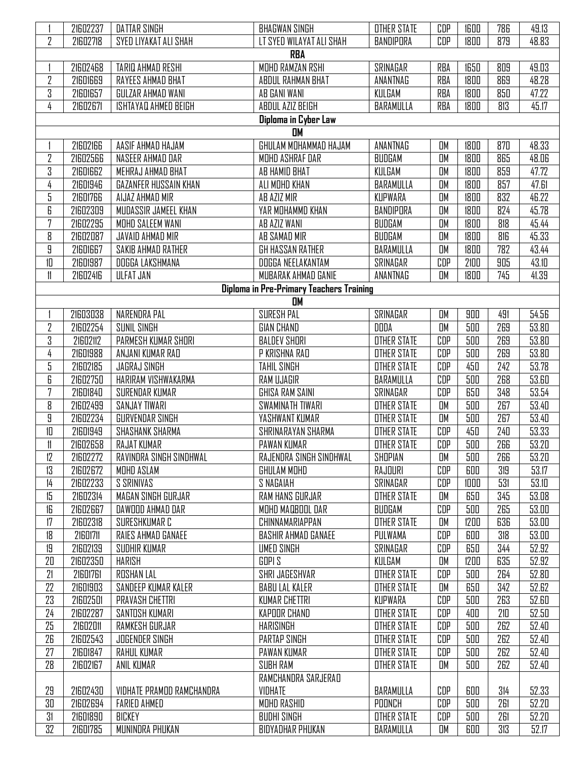| | | | | | | | | |
|---|---|---|---|---|---|---|---|---|
| 1 | 21602237 | DATTAR SINGH | BHAGWAN SINGH | OTHER STATE | CDP | 1600 | 786 | 49.13 |
| 2 | 21602718 | SYED LIYAKAT ALI SHAH | LT SYED WILAYAT ALI SHAH | BANDIPORA | CDP | 1800 | 879 | 48.83 |
| **RBA** | | | | | | | | |
| 1 | 21602468 | TARIQ AHMAD RESHI | MOHD RAMZAN RSHI | SRINAGAR | RBA | 1650 | 809 | 49.03 |
| 2 | 21601669 | RAYEES AHMAD BHAT | ABDUL RAHMAN BHAT | ANANTNAG | RBA | 1800 | 869 | 48.28 |
| 3 | 21601657 | GULZAR AHMAD WANI | AB GANI WANI | KULGAM | RBA | 1800 | 850 | 47.22 |
| 4 | 21602671 | ISHTAYAQ AHMED BEIGH | ABDUL AZIZ BEIGH | BARAMULLA | RBA | 1800 | 813 | 45.17 |
| **Diploma in Cyber Law** | | | | | | | | |
| **OM** | | | | | | | | |
| 1 | 21602166 | AASIF AHMAD HAJAM | GHULAM MOHAMMAD HAJAM | ANANTNAG | OM | 1800 | 870 | 48.33 |
| 2 | 21602566 | NASEER AHMAD DAR | MOHD ASHRAF DAR | BUDGAM | OM | 1800 | 865 | 48.06 |
| 3 | 21601662 | MEHRAJ AHMAD BHAT | AB HAMID BHAT | KULGAM | OM | 1800 | 859 | 47.72 |
| 4 | 21601946 | GAZANFER HUSSAIN KHAN | ALI MOHD KHAN | BARAMULLA | OM | 1800 | 857 | 47.61 |
| 5 | 21601766 | AIJAZ AHMAD MIR | AB AZIZ MIR | KUPWARA | OM | 1800 | 832 | 46.22 |
| 6 | 21602309 | MUDASSIR JAMEEL KHAN | YAR MOHAMMD KHAN | BANDIPORA | OM | 1800 | 824 | 45.78 |
| 7 | 21602295 | MOHD SALEEM WANI | AB AZIZ WANI | BUDGAM | OM | 1800 | 818 | 45.44 |
| 8 | 21602087 | JAVAID AHMAD MIR | AB SAMAD MIR | BUDGAM | OM | 1800 | 816 | 45.33 |
| 9 | 21601667 | SAKIB AHMAD RATHER | GH HASSAN RATHER | BARAMULLA | OM | 1800 | 782 | 43.44 |
| 10 | 21601987 | DOGGA LAKSHMANA | DOGGA NEELAKANTAM | SRINAGAR | CDP | 2100 | 905 | 43.10 |
| 11 | 21602416 | ULFAT JAN | MUBARAK AHMAD GANIE | ANANTNAG | OM | 1800 | 745 | 41.39 |
| **Diploma in Pre-Primary Teachers Training** | | | | | | | | |
| **OM** | | | | | | | | |
| 1 | 21603038 | NARENDRA PAL | SURESH PAL | SRINAGAR | OM | 900 | 491 | 54.56 |
| 2 | 21602254 | SUNIL SINGH | GIAN CHAND | DODA | OM | 500 | 269 | 53.80 |
| 3 | 21602112 | PARMESH KUMAR SHORI | BALDEV SHORI | OTHER STATE | CDP | 500 | 269 | 53.80 |
| 4 | 21601988 | ANJANI KUMAR RAO | P KRISHNA RAO | OTHER STATE | CDP | 500 | 269 | 53.80 |
| 5 | 21602185 | JAGRAJ SINGH | TAHIL SINGH | OTHER STATE | CDP | 450 | 242 | 53.78 |
| 6 | 21602750 | HARIRAM VISHWAKARMA | RAM UJAGIR | BARAMULLA | CDP | 500 | 268 | 53.60 |
| 7 | 21601840 | SURENDAR KUMAR | GHISA RAM SAINI | SRINAGAR | CDP | 650 | 348 | 53.54 |
| 8 | 21602499 | SANJAY TIWARI | SWAMINATH TIWARI | OTHER STATE | OM | 500 | 267 | 53.40 |
| 9 | 21602234 | GURVENDAR SINGH | YASHWANT KUMAR | OTHER STATE | OM | 500 | 267 | 53.40 |
| 10 | 21601949 | SHASHANK SHARMA | SHRINARAYAN SHARMA | OTHER STATE | CDP | 450 | 240 | 53.33 |
| 11 | 21602658 | RAJAT KUMAR | PAWAN KUMAR | OTHER STATE | CDP | 500 | 266 | 53.20 |
| 12 | 21602272 | RAVINDRA SINGH SINDHWAL | RAJENDRA SINGH SINDHWAL | SHOPIAN | OM | 500 | 266 | 53.20 |
| 13 | 21602672 | MOHD ASLAM | GHULAM MOHD | RAJOURI | CDP | 600 | 319 | 53.17 |
| 14 | 21602233 | S SRINIVAS | S NAGAIAH | SRINAGAR | CDP | 1000 | 531 | 53.10 |
| 15 | 21602314 | MAGAN SINGH GURJAR | RAM HANS GURJAR | OTHER STATE | OM | 650 | 345 | 53.08 |
| 16 | 21602667 | DAWOOD AHMAD DAR | MOHD MAQBOOL DAR | BUDGAM | CDP | 500 | 265 | 53.00 |
| 17 | 21602318 | SURESHKUMAR C | CHINNAMARIAPPAN | OTHER STATE | OM | 1200 | 636 | 53.00 |
| 18 | 21601711 | RAIES AHMAD GANAEE | BASHIR AHMAD GANAEE | PULWAMA | CDP | 600 | 318 | 53.00 |
| 19 | 21602139 | SUDHIR KUMAR | UMED SINGH | SRINAGAR | CDP | 650 | 344 | 52.92 |
| 20 | 21602350 | HARISH | GOPI S | KULGAM | OM | 1200 | 635 | 52.92 |
| 21 | 21601761 | ROSHAN LAL | SHRI JAGESHVAR | OTHER STATE | CDP | 500 | 264 | 52.80 |
| 22 | 21601903 | SANDEEP KUMAR KALER | BABU LAL KALER | OTHER STATE | OM | 650 | 342 | 52.62 |
| 23 | 21602501 | PRAVASH CHETTRI | KUMAR CHETTRI | KUPWARA | CDP | 500 | 263 | 52.60 |
| 24 | 21602287 | SANTOSH KUMARI | KAPOOR CHAND | OTHER STATE | CDP | 400 | 210 | 52.50 |
| 25 | 21602011 | RAMKESH GURJAR | HARISINGH | OTHER STATE | CDP | 500 | 262 | 52.40 |
| 26 | 21602543 | JOGENDER SINGH | PARTAP SINGH | OTHER STATE | CDP | 500 | 262 | 52.40 |
| 27 | 21601847 | RAHUL KUMAR | PAWAN KUMAR | OTHER STATE | CDP | 500 | 262 | 52.40 |
| 28 | 21602167 | ANIL KUMAR | SUBH RAM | OTHER STATE | OM | 500 | 262 | 52.40 |
| 29 | 21602430 | VIDHATE PRAMOD RAMCHANDRA | RAMCHANDRA SARJERAO VIDHATE | BARAMULLA | CDP | 600 | 314 | 52.33 |
| 30 | 21602694 | FARIED AHMED | MOHD RASHID | POONCH | CDP | 500 | 261 | 52.20 |
| 31 | 21601890 | BICKEY | BUDHI SINGH | OTHER STATE | CDP | 500 | 261 | 52.20 |
| 32 | 21601785 | MUNINDRA PHUKAN | BIDYADHAR PHUKAN | BARAMULLA | OM | 600 | 313 | 52.17 |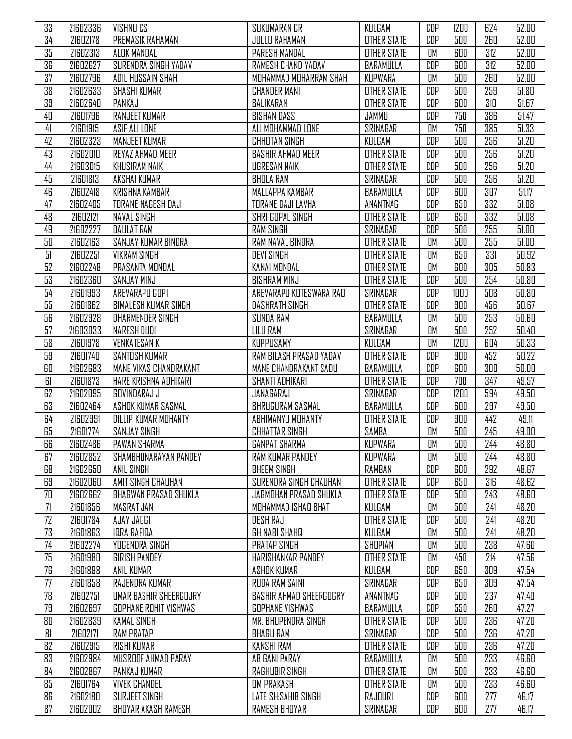| | | | | | | | | |
|---|---|---|---|---|---|---|---|---|
| 33 | 21602336 | VISHNU CS | SUKUMARAN CR | KULGAM | COP | 1200 | 624 | 52.00 |
| 34 | 21602178 | PREMASIK RAHAMAN | JULLU RAHAMAN | OTHER STATE | COP | 500 | 260 | 52.00 |
| 35 | 21602313 | ALOK MANDAL | PARESH MANDAL | OTHER STATE | OM | 600 | 312 | 52.00 |
| 36 | 21602627 | SURENDRA SINGH YADAV | RAMESH CHAND YADAV | BARAMULLA | COP | 600 | 312 | 52.00 |
| 37 | 21602796 | ADIL HUSSAIN SHAH | MOHAMMAD MOHARRAM SHAH | KUPWARA | OM | 500 | 260 | 52.00 |
| 38 | 21602633 | SHASHI KUMAR | CHANDER MANI | OTHER STATE | COP | 500 | 259 | 51.80 |
| 39 | 21602640 | PANKAJ | BALIKARAN | OTHER STATE | COP | 600 | 310 | 51.67 |
| 40 | 21601796 | RANJEET KUMAR | BISHAN DASS | JAMMU | COP | 750 | 386 | 51.47 |
| 41 | 21601915 | ASIF ALI LONE | ALI MOHAMMAD LONE | SRINAGAR | OM | 750 | 385 | 51.33 |
| 42 | 21602323 | MANJEET KUMAR | CHHOTAN SINGH | KULGAM | COP | 500 | 256 | 51.20 |
| 43 | 21602010 | REYAZ AHMAD MEER | BASHIR AHMAD MEER | OTHER STATE | COP | 500 | 256 | 51.20 |
| 44 | 21603015 | KHUSIRAM NAIK | UGRESAN NAIK | OTHER STATE | COP | 500 | 256 | 51.20 |
| 45 | 21601813 | AKSHAI KUMAR | BHOLA RAM | SRINAGAR | COP | 500 | 256 | 51.20 |
| 46 | 21602418 | KRISHNA KAMBAR | MALLAPPA KAMBAR | BARAMULLA | COP | 600 | 307 | 51.17 |
| 47 | 21602405 | TORANE NAGESH DAJI | TORANE DAJI LAVHA | ANANTNAG | COP | 650 | 332 | 51.08 |
| 48 | 21602121 | NAVAL SINGH | SHRI GOPAL SINGH | OTHER STATE | COP | 650 | 332 | 51.08 |
| 49 | 21602227 | DAULAT RAM | RAM SINGH | SRINAGAR | COP | 500 | 255 | 51.00 |
| 50 | 21602163 | SANJAY KUMAR BINDRA | RAM NAVAL BINDRA | OTHER STATE | OM | 500 | 255 | 51.00 |
| 51 | 21602251 | VIKRAM SINGH | DEVI SINGH | OTHER STATE | OM | 650 | 331 | 50.92 |
| 52 | 21602248 | PRASANTA MONDAL | KANAI MONDAL | OTHER STATE | OM | 600 | 305 | 50.83 |
| 53 | 21602360 | SANJAY MINJ | BISHRAM MINJ | OTHER STATE | COP | 500 | 254 | 50.80 |
| 54 | 21601993 | AREVARAPU GOPI | AREVARAPU KOTESWARA RAO | SRINAGAR | COP | 1000 | 508 | 50.80 |
| 55 | 21601862 | BIMALESH KUMAR SINGH | DASHRATH SINGH | OTHER STATE | COP | 900 | 456 | 50.67 |
| 56 | 21602928 | DHARMENDER SINGH | SUNDA RAM | BARAMULLA | OM | 500 | 253 | 50.60 |
| 57 | 21603033 | NARESH DUDI | LILU RAM | SRINAGAR | OM | 500 | 252 | 50.40 |
| 58 | 21601978 | VENKATESAN K | KUPPUSAMY | KULGAM | OM | 1200 | 604 | 50.33 |
| 59 | 21601740 | SANTOSH KUMAR | RAM BILASH PRASAD YADAV | OTHER STATE | COP | 900 | 452 | 50.22 |
| 60 | 21602683 | MANE VIKAS CHANDRAKANT | MANE CHANDRAKANT SADU | BARAMULLA | COP | 600 | 300 | 50.00 |
| 61 | 21601873 | HARE KRISHNA ADHIKARI | SHANTI ADHIKARI | OTHER STATE | COP | 700 | 347 | 49.57 |
| 62 | 21602095 | GOVINDARAJ J | JANAGARAJ | SRINAGAR | COP | 1200 | 594 | 49.50 |
| 63 | 21602464 | ASHOK KUMAR SASMAL | BHRUGURAM SASMAL | BARAMULLA | COP | 600 | 297 | 49.50 |
| 64 | 21602991 | DILLIP KUMAR MOHANTY | ABHIMANYU MOHANTY | OTHER STATE | COP | 900 | 442 | 49.11 |
| 65 | 21601774 | SANJAY SINGH | CHHATTAR SINGH | SAMBA | OM | 500 | 245 | 49.00 |
| 66 | 21602486 | PAWAN SHARMA | GANPAT SHARMA | KUPWARA | OM | 500 | 244 | 48.80 |
| 67 | 21602852 | SHAMBHUNARAYAN PANDEY | RAM KUMAR PANDEY | KUPWARA | OM | 500 | 244 | 48.80 |
| 68 | 21602650 | ANIL SINGH | BHEEM SINGH | RAMBAN | COP | 600 | 292 | 48.67 |
| 69 | 21602060 | AMIT SINGH CHAUHAN | SURENDRA SINGH CHAUHAN | OTHER STATE | COP | 650 | 316 | 48.62 |
| 70 | 21602662 | BHAGWAN PRASAD SHUKLA | JAGMOHAN PRASAD SHUKLA | OTHER STATE | COP | 500 | 243 | 48.60 |
| 71 | 21601856 | MASRAT JAN | MOHAMMAD ISHAQ BHAT | KULGAM | OM | 500 | 241 | 48.20 |
| 72 | 21601784 | AJAY JAGGI | DESH RAJ | OTHER STATE | COP | 500 | 241 | 48.20 |
| 73 | 21601863 | IQRA RAFIQA | GH NABI SHAHQ | KULGAM | OM | 500 | 241 | 48.20 |
| 74 | 21602274 | YOGENDRA SINGH | PRATAP SINGH | SHOPIAN | OM | 500 | 238 | 47.60 |
| 75 | 21601980 | GIRISH PANDEY | HARISHANKAR PANDEY | OTHER STATE | OM | 450 | 214 | 47.56 |
| 76 | 21601898 | ANIL KUMAR | ASHOK KUMAR | KULGAM | COP | 650 | 309 | 47.54 |
| 77 | 21601858 | RAJENDRA KUMAR | RUDA RAM SAINI | SRINAGAR | COP | 650 | 309 | 47.54 |
| 78 | 21602751 | UMAR BASHIR SHEERGOJRY | BASHIR AHMAD SHEERGOGRY | ANANTNAG | COP | 500 | 237 | 47.40 |
| 79 | 21602697 | GOPHANE ROHIT VISHWAS | GOPHANE VISHWAS | BARAMULLA | COP | 550 | 260 | 47.27 |
| 80 | 21602839 | KAMAL SINGH | MR. BHUPENDRA SINGH | OTHER STATE | COP | 500 | 236 | 47.20 |
| 81 | 21602171 | RAM PRATAP | BHAGU RAM | SRINAGAR | COP | 500 | 236 | 47.20 |
| 82 | 21602915 | RISHI KUMAR | KANSHI RAM | OTHER STATE | COP | 500 | 236 | 47.20 |
| 83 | 21602984 | MUSROOF AHMAD PARAY | AB GANI PARAY | BARAMULLA | OM | 500 | 233 | 46.60 |
| 84 | 21602867 | PANKAJ KUMAR | RAGHUBIR SINGH | OTHER STATE | OM | 500 | 233 | 46.60 |
| 85 | 21601764 | VIVEK CHANDEL | OM PRAKASH | OTHER STATE | OM | 500 | 233 | 46.60 |
| 86 | 21602180 | SURJEET SINGH | LATE SH:SAHIB SINGH | RAJOURI | COP | 600 | 277 | 46.17 |
| 87 | 21602002 | BHOYAR AKASH RAMESH | RAMESH BHOYAR | SRINAGAR | COP | 600 | 277 | 46.17 |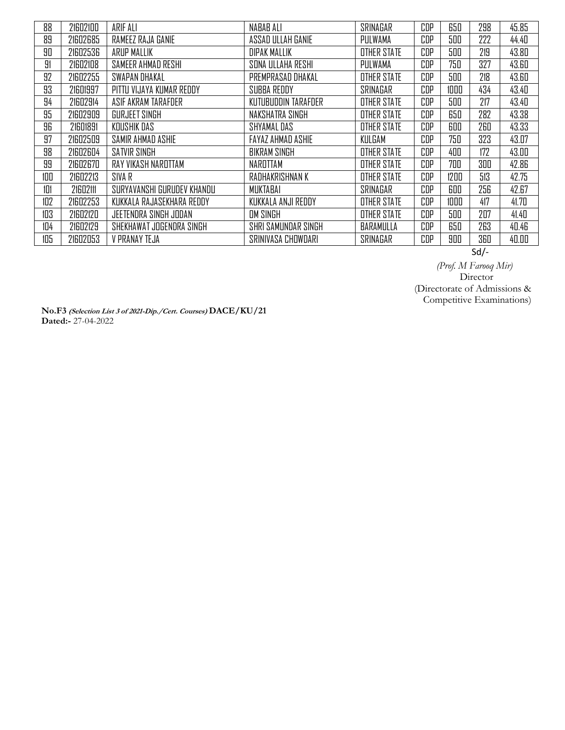| | | | | | | | | |
|---|---|---|---|---|---|---|---|---|
| 88 | 21602100 | ARIF ALI | NABAB ALI | SRINAGAR | CDP | 650 | 298 | 45.85 |
| 89 | 21602685 | RAMEEZ RAJA GANIE | ASSAD ULLAH GANIE | PULWAMA | CDP | 500 | 222 | 44.40 |
| 90 | 21602536 | ARUP MALLIK | DIPAK MALLIK | OTHER STATE | CDP | 500 | 219 | 43.80 |
| 91 | 21602108 | SAMEER AHMAD RESHI | SONA ULLAHA RESHI | PULWAMA | CDP | 750 | 327 | 43.60 |
| 92 | 21602255 | SWAPAN DHAKAL | PREMPRASAD DHAKAL | OTHER STATE | CDP | 500 | 218 | 43.60 |
| 93 | 21601997 | PITTU VIJAYA KUMAR REDDY | SUBBA REDDY | SRINAGAR | CDP | 1000 | 434 | 43.40 |
| 94 | 21602914 | ASIF AKRAM TARAFDER | KUTUBUDDIN TARAFDER | OTHER STATE | CDP | 500 | 217 | 43.40 |
| 95 | 21602909 | GURJEET SINGH | NAKSHATRA SINGH | OTHER STATE | CDP | 650 | 282 | 43.38 |
| 96 | 21601891 | KOUSHIK DAS | SHYAMAL DAS | OTHER STATE | CDP | 600 | 260 | 43.33 |
| 97 | 21602509 | SAMIR AHMAD ASHIE | FAYAZ AHMAD ASHIE | KULGAM | CDP | 750 | 323 | 43.07 |
| 98 | 21602604 | SATVIR SINGH | BIKRAM SINGH | OTHER STATE | CDP | 400 | 172 | 43.00 |
| 99 | 21602670 | RAY VIKASH NAROTTAM | NAROTTAM | OTHER STATE | CDP | 700 | 300 | 42.86 |
| 100 | 21602213 | SIVA R | RADHAKRISHNAN K | OTHER STATE | CDP | 1200 | 513 | 42.75 |
| 101 | 21602111 | SURYAVANSHI GURUDEV KHANDU | MUKTABAI | SRINAGAR | CDP | 600 | 256 | 42.67 |
| 102 | 21602253 | KUKKALA RAJASEKHARA REDDY | KUKKALA ANJI REDDY | OTHER STATE | CDP | 1000 | 417 | 41.70 |
| 103 | 21602120 | JEETENDRA SINGH JODAN | OM SINGH | OTHER STATE | CDP | 500 | 207 | 41.40 |
| 104 | 21602129 | SHEKHAWAT JOGENDRA SINGH | SHRI SAMUNDAR SINGH | BARAMULLA | CDP | 650 | 263 | 40.46 |
| 105 | 21602053 | V PRANAY TEJA | SRINIVASA CHOWDARI | SRINAGAR | CDP | 900 | 360 | 40.00 |

Sd/-

*(Prof. M Farooq Mir)*
Director
(Directorate of Admissions & Competitive Examinations)

**No.F3 *(Selection List 3 of 2021-Dip./Cert. Courses)* DACE/KU/21**
**Dated:-** 27-04-2022